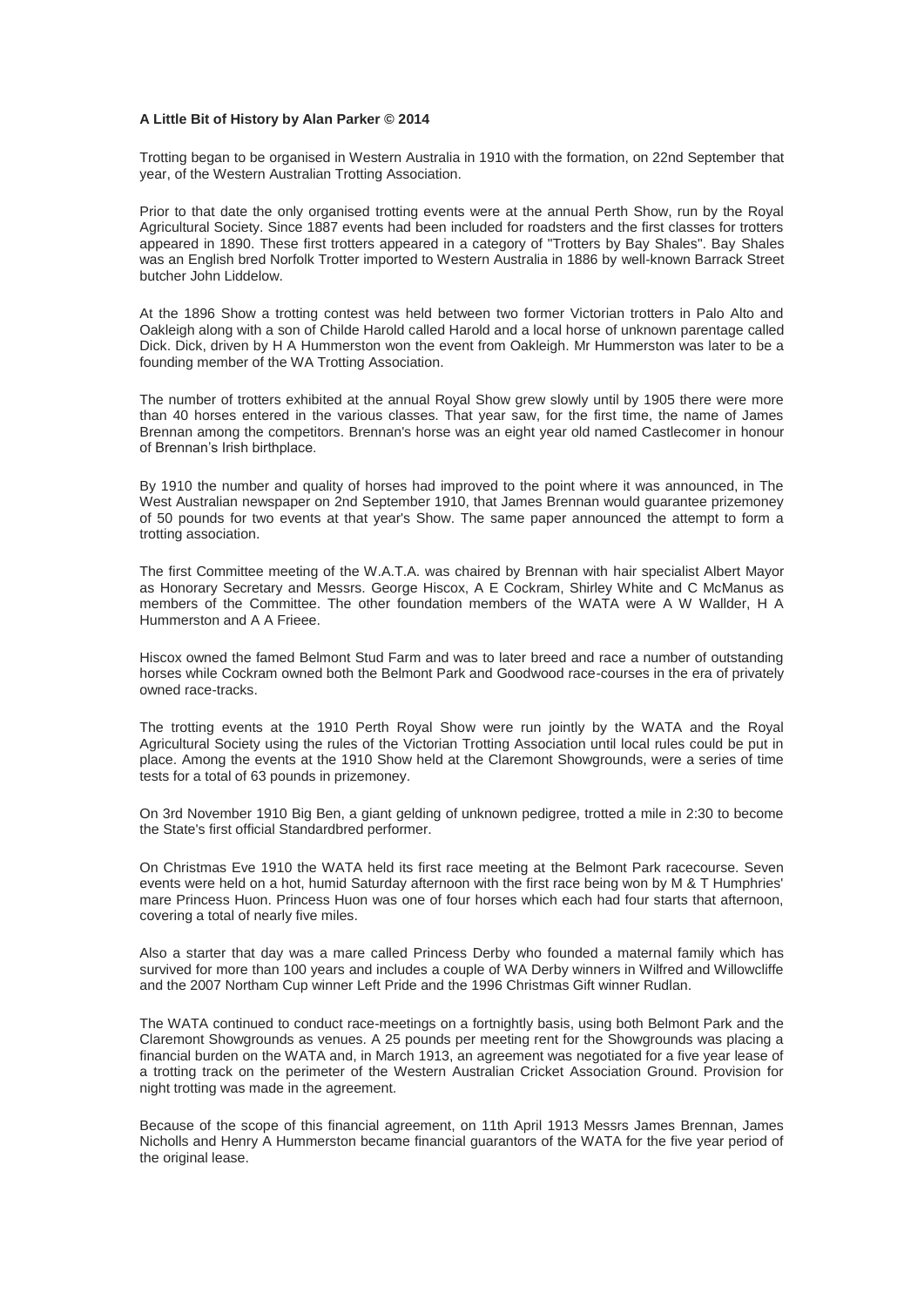**A Little Bit of History by Alan Parker © 2014**

Trotting began to be organised in Western Australia in 1910 with the formation, on 22nd September that year, of the Western Australian Trotting Association.

Prior to that date the only organised trotting events were at the annual Perth Show, run by the Royal Agricultural Society. Since 1887 events had been included for roadsters and the first classes for trotters appeared in 1890. These first trotters appeared in a category of "Trotters by Bay Shales". Bay Shales was an English bred Norfolk Trotter imported to Western Australia in 1886 by well-known Barrack Street butcher John Liddelow.

At the 1896 Show a trotting contest was held between two former Victorian trotters in Palo Alto and Oakleigh along with a son of Childe Harold called Harold and a local horse of unknown parentage called Dick. Dick, driven by H A Hummerston won the event from Oakleigh. Mr Hummerston was later to be a founding member of the WA Trotting Association.

The number of trotters exhibited at the annual Royal Show grew slowly until by 1905 there were more than 40 horses entered in the various classes. That year saw, for the first time, the name of James Brennan among the competitors. Brennan's horse was an eight year old named Castlecomer in honour of Brennan's Irish birthplace.

By 1910 the number and quality of horses had improved to the point where it was announced, in The West Australian newspaper on 2nd September 1910, that James Brennan would guarantee prizemoney of 50 pounds for two events at that year's Show. The same paper announced the attempt to form a trotting association.

The first Committee meeting of the W.A.T.A. was chaired by Brennan with hair specialist Albert Mayor as Honorary Secretary and Messrs. George Hiscox, A E Cockram, Shirley White and C McManus as members of the Committee. The other foundation members of the WATA were A W Wallder, H A Hummerston and A A Frieee.

Hiscox owned the famed Belmont Stud Farm and was to later breed and race a number of outstanding horses while Cockram owned both the Belmont Park and Goodwood race-courses in the era of privately owned race-tracks.

The trotting events at the 1910 Perth Royal Show were run jointly by the WATA and the Royal Agricultural Society using the rules of the Victorian Trotting Association until local rules could be put in place. Among the events at the 1910 Show held at the Claremont Showgrounds, were a series of time tests for a total of 63 pounds in prizemoney.

On 3rd November 1910 Big Ben, a giant gelding of unknown pedigree, trotted a mile in 2:30 to become the State's first official Standardbred performer.

On Christmas Eve 1910 the WATA held its first race meeting at the Belmont Park racecourse. Seven events were held on a hot, humid Saturday afternoon with the first race being won by M & T Humphries' mare Princess Huon. Princess Huon was one of four horses which each had four starts that afternoon, covering a total of nearly five miles.

Also a starter that day was a mare called Princess Derby who founded a maternal family which has survived for more than 100 years and includes a couple of WA Derby winners in Wilfred and Willowcliffe and the 2007 Northam Cup winner Left Pride and the 1996 Christmas Gift winner Rudlan.

The WATA continued to conduct race-meetings on a fortnightly basis, using both Belmont Park and the Claremont Showgrounds as venues. A 25 pounds per meeting rent for the Showgrounds was placing a financial burden on the WATA and, in March 1913, an agreement was negotiated for a five year lease of a trotting track on the perimeter of the Western Australian Cricket Association Ground. Provision for night trotting was made in the agreement.

Because of the scope of this financial agreement, on 11th April 1913 Messrs James Brennan, James Nicholls and Henry A Hummerston became financial guarantors of the WATA for the five year period of the original lease.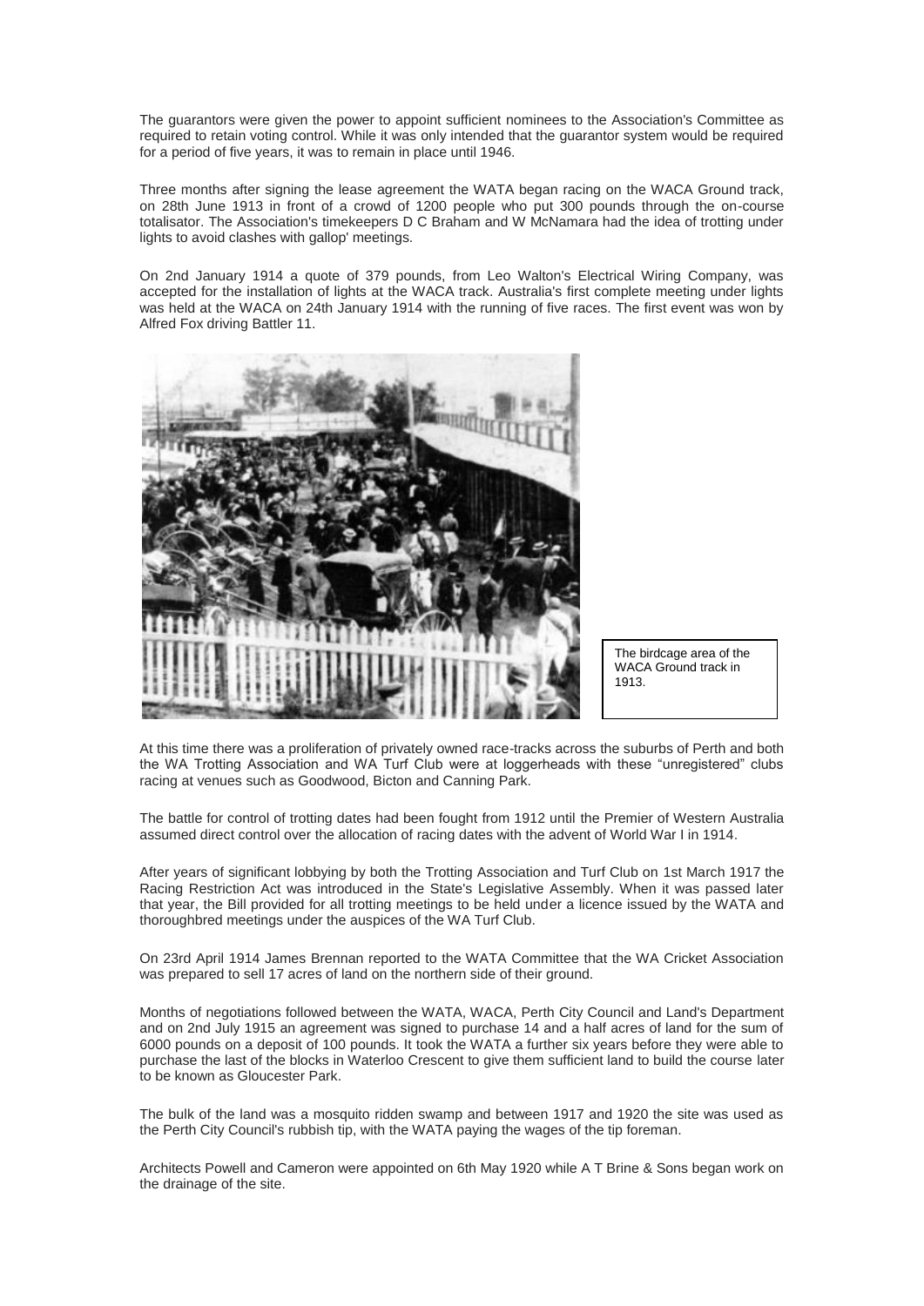The guarantors were given the power to appoint sufficient nominees to the Association's Committee as required to retain voting control. While it was only intended that the guarantor system would be required for a period of five years, it was to remain in place until 1946.

Three months after signing the lease agreement the WATA began racing on the WACA Ground track, on 28th June 1913 in front of a crowd of 1200 people who put 300 pounds through the on-course totalisator. The Association's timekeepers D C Braham and W McNamara had the idea of trotting under lights to avoid clashes with gallop' meetings.

On 2nd January 1914 a quote of 379 pounds, from Leo Walton's Electrical Wiring Company, was accepted for the installation of lights at the WACA track. Australia's first complete meeting under lights was held at the WACA on 24th January 1914 with the running of five races. The first event was won by Alfred Fox driving Battler 11.

The birdcage area of the WACA Ground track in 1913.

At this time there was a proliferation of privately owned race-tracks across the suburbs of Perth and both the WA Trotting Association and WA Turf Club were at loggerheads with these "unregistered" clubs racing at venues such as Goodwood, Bicton and Canning Park.

The battle for control of trotting dates had been fought from 1912 until the Premier of Western Australia assumed direct control over the allocation of racing dates with the advent of World War I in 1914.

After years of significant lobbying by both the Trotting Association and Turf Club on 1st March 1917 the Racing Restriction Act was introduced in the State's Legislative Assembly. When it was passed later that year, the Bill provided for all trotting meetings to be held under a licence issued by the WATA and thoroughbred meetings under the auspices of the WA Turf Club.

On 23rd April 1914 James Brennan reported to the WATA Committee that the WA Cricket Association was prepared to sell 17 acres of land on the northern side of their ground.

Months of negotiations followed between the WATA, WACA, Perth City Council and Land's Department and on 2nd July 1915 an agreement was signed to purchase 14 and a half acres of land for the sum of 6000 pounds on a deposit of 100 pounds. It took the WATA a further six years before they were able to purchase the last of the blocks in Waterloo Crescent to give them sufficient land to build the course later to be known as Gloucester Park.

The bulk of the land was a mosquito ridden swamp and between 1917 and 1920 the site was used as the Perth City Council's rubbish tip, with the WATA paying the wages of the tip foreman.

Architects Powell and Cameron were appointed on 6th May 1920 while A T Brine & Sons began work on the drainage of the site.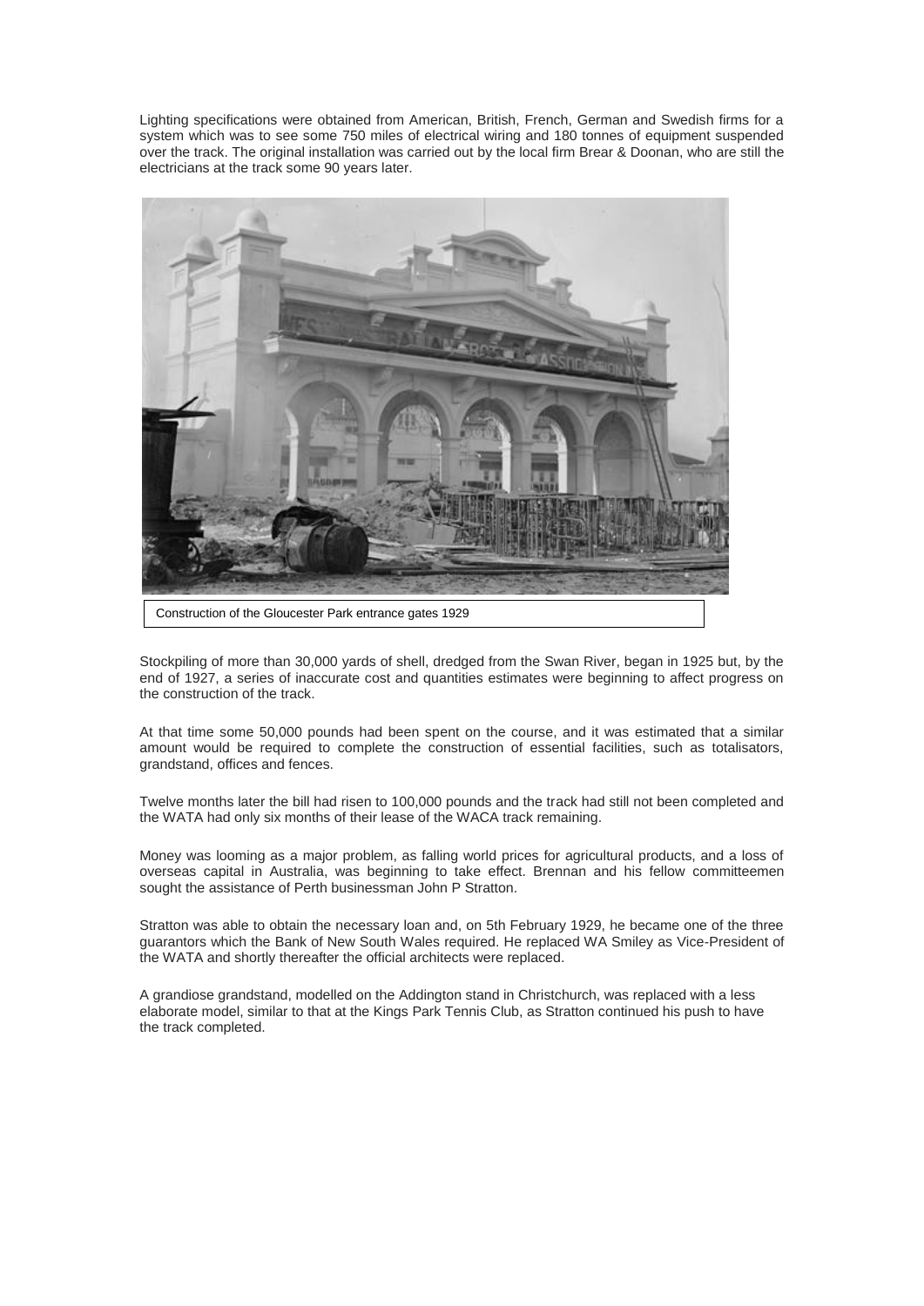Lighting specifications were obtained from American, British, French, German and Swedish firms for a system which was to see some 750 miles of electrical wiring and 180 tonnes of equipment suspended over the track. The original installation was carried out by the local firm Brear & Doonan, who are still the electricians at the track some 90 years later.

Construction of the Gloucester Park entrance gates 1929

Stockpiling of more than 30,000 yards of shell, dredged from the Swan River, began in 1925 but, by the end of 1927, a series of inaccurate cost and quantities estimates were beginning to affect progress on the construction of the track.

At that time some 50,000 pounds had been spent on the course, and it was estimated that a similar amount would be required to complete the construction of essential facilities, such as totalisators, grandstand, offices and fences.

Twelve months later the bill had risen to 100,000 pounds and the track had still not been completed and the WATA had only six months of their lease of the WACA track remaining.

Money was looming as a major problem, as falling world prices for agricultural products, and a loss of overseas capital in Australia, was beginning to take effect. Brennan and his fellow committeemen sought the assistance of Perth businessman John P Stratton.

Stratton was able to obtain the necessary loan and, on 5th February 1929, he became one of the three guarantors which the Bank of New South Wales required. He replaced WA Smiley as Vice-President of the WATA and shortly thereafter the official architects were replaced.

A grandiose grandstand, modelled on the Addington stand in Christchurch, was replaced with a less elaborate model, similar to that at the Kings Park Tennis Club, as Stratton continued his push to have the track completed.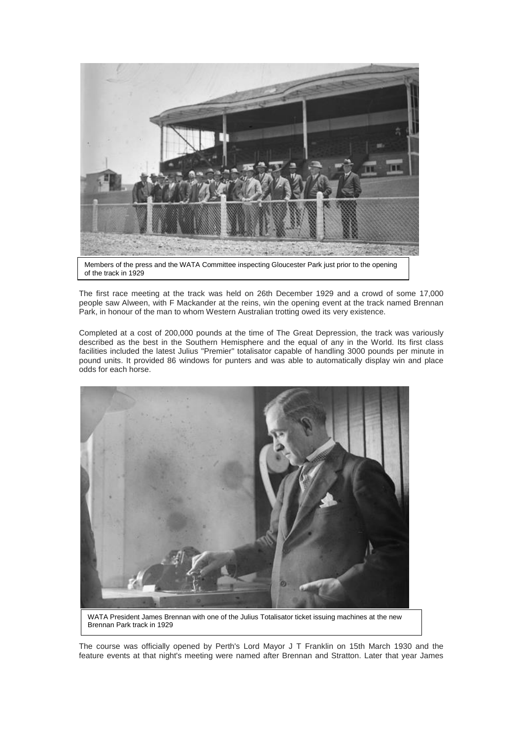Members of the press and the WATA Committee inspecting Gloucester Park just prior to the opening of the track in 1929

The first race meeting at the track was held on 26th December 1929 and a crowd of some 17,000 people saw Alween, with F Mackander at the reins, win the opening event at the track named Brennan Park, in honour of the man to whom Western Australian trotting owed its very existence.

Completed at a cost of 200,000 pounds at the time of The Great Depression, the track was variously described as the best in the Southern Hemisphere and the equal of any in the World. Its first class facilities included the latest Julius "Premier" totalisator capable of handling 3000 pounds per minute in pound units. It provided 86 windows for punters and was able to automatically display win and place odds for each horse.

WATA President James Brennan with one of the Julius Totalisator ticket issuing machines at the new Brennan Park track in 1929

The course was officially opened by Perth's Lord Mayor J T Franklin on 15th March 1930 and the feature events at that night's meeting were named after Brennan and Stratton. Later that year James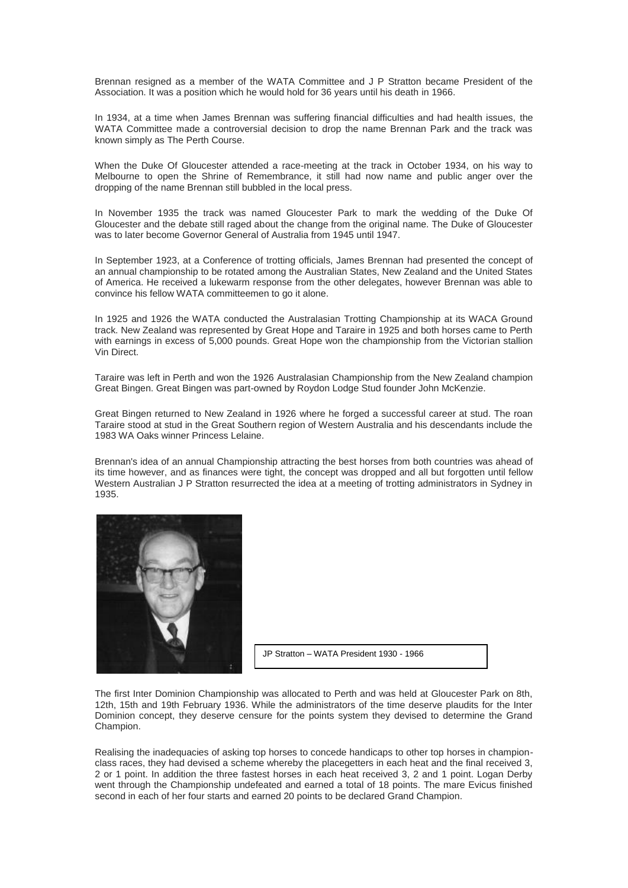Brennan resigned as a member of the WATA Committee and J P Stratton became President of the Association. It was a position which he would hold for 36 years until his death in 1966.

In 1934, at a time when James Brennan was suffering financial difficulties and had health issues, the WATA Committee made a controversial decision to drop the name Brennan Park and the track was known simply as The Perth Course.

When the Duke Of Gloucester attended a race-meeting at the track in October 1934, on his way to Melbourne to open the Shrine of Remembrance, it still had now name and public anger over the dropping of the name Brennan still bubbled in the local press.

In November 1935 the track was named Gloucester Park to mark the wedding of the Duke Of Gloucester and the debate still raged about the change from the original name. The Duke of Gloucester was to later become Governor General of Australia from 1945 until 1947.

In September 1923, at a Conference of trotting officials, James Brennan had presented the concept of an annual championship to be rotated among the Australian States, New Zealand and the United States of America. He received a lukewarm response from the other delegates, however Brennan was able to convince his fellow WATA committeemen to go it alone.

In 1925 and 1926 the WATA conducted the Australasian Trotting Championship at its WACA Ground track. New Zealand was represented by Great Hope and Taraire in 1925 and both horses came to Perth with earnings in excess of 5,000 pounds. Great Hope won the championship from the Victorian stallion Vin Direct.

Taraire was left in Perth and won the 1926 Australasian Championship from the New Zealand champion Great Bingen. Great Bingen was part-owned by Roydon Lodge Stud founder John McKenzie.

Great Bingen returned to New Zealand in 1926 where he forged a successful career at stud. The roan Taraire stood at stud in the Great Southern region of Western Australia and his descendants include the 1983 WA Oaks winner Princess Lelaine.

Brennan's idea of an annual Championship attracting the best horses from both countries was ahead of its time however, and as finances were tight, the concept was dropped and all but forgotten until fellow Western Australian J P Stratton resurrected the idea at a meeting of trotting administrators in Sydney in 1935.

JP Stratton – WATA President 1930 - 1966

The first Inter Dominion Championship was allocated to Perth and was held at Gloucester Park on 8th, 12th, 15th and 19th February 1936. While the administrators of the time deserve plaudits for the Inter Dominion concept, they deserve censure for the points system they devised to determine the Grand Champion.

Realising the inadequacies of asking top horses to concede handicaps to other top horses in champion-class races, they had devised a scheme whereby the placegetters in each heat and the final received 3, 2 or 1 point. In addition the three fastest horses in each heat received 3, 2 and 1 point. Logan Derby went through the Championship undefeated and earned a total of 18 points. The mare Evicus finished second in each of her four starts and earned 20 points to be declared Grand Champion.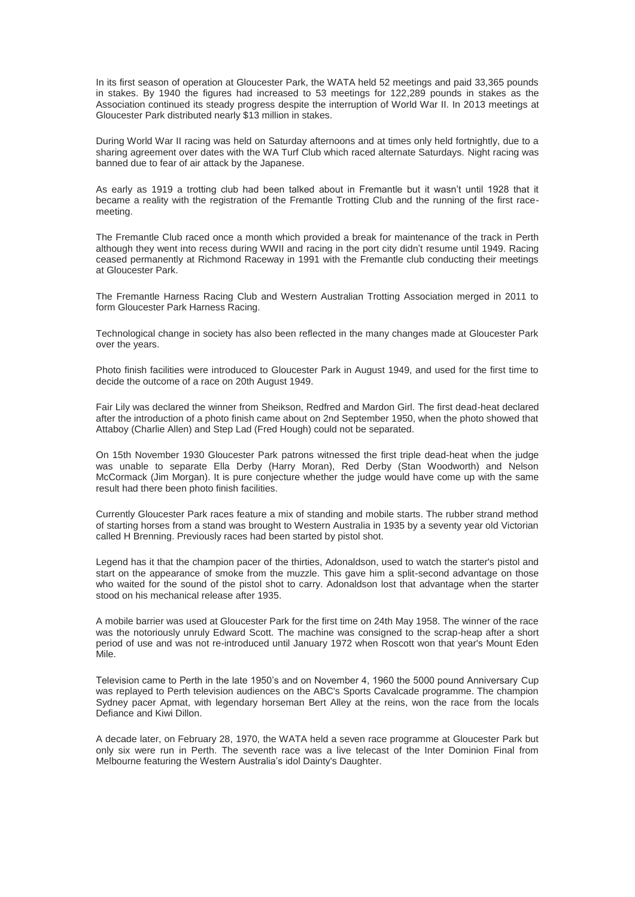In its first season of operation at Gloucester Park, the WATA held 52 meetings and paid 33,365 pounds in stakes. By 1940 the figures had increased to 53 meetings for 122,289 pounds in stakes as the Association continued its steady progress despite the interruption of World War II. In 2013 meetings at Gloucester Park distributed nearly $13 million in stakes.

During World War II racing was held on Saturday afternoons and at times only held fortnightly, due to a sharing agreement over dates with the WA Turf Club which raced alternate Saturdays. Night racing was banned due to fear of air attack by the Japanese.

As early as 1919 a trotting club had been talked about in Fremantle but it wasn't until 1928 that it became a reality with the registration of the Fremantle Trotting Club and the running of the first race-meeting.

The Fremantle Club raced once a month which provided a break for maintenance of the track in Perth although they went into recess during WWII and racing in the port city didn't resume until 1949. Racing ceased permanently at Richmond Raceway in 1991 with the Fremantle club conducting their meetings at Gloucester Park.

The Fremantle Harness Racing Club and Western Australian Trotting Association merged in 2011 to form Gloucester Park Harness Racing.

Technological change in society has also been reflected in the many changes made at Gloucester Park over the years.

Photo finish facilities were introduced to Gloucester Park in August 1949, and used for the first time to decide the outcome of a race on 20th August 1949.

Fair Lily was declared the winner from Sheikson, Redfred and Mardon Girl. The first dead-heat declared after the introduction of a photo finish came about on 2nd September 1950, when the photo showed that Attaboy (Charlie Allen) and Step Lad (Fred Hough) could not be separated.

On 15th November 1930 Gloucester Park patrons witnessed the first triple dead-heat when the judge was unable to separate Ella Derby (Harry Moran), Red Derby (Stan Woodworth) and Nelson McCormack (Jim Morgan). It is pure conjecture whether the judge would have come up with the same result had there been photo finish facilities.

Currently Gloucester Park races feature a mix of standing and mobile starts. The rubber strand method of starting horses from a stand was brought to Western Australia in 1935 by a seventy year old Victorian called H Brenning. Previously races had been started by pistol shot.

Legend has it that the champion pacer of the thirties, Adonaldson, used to watch the starter's pistol and start on the appearance of smoke from the muzzle. This gave him a split-second advantage on those who waited for the sound of the pistol shot to carry. Adonaldson lost that advantage when the starter stood on his mechanical release after 1935.

A mobile barrier was used at Gloucester Park for the first time on 24th May 1958. The winner of the race was the notoriously unruly Edward Scott. The machine was consigned to the scrap-heap after a short period of use and was not re-introduced until January 1972 when Roscott won that year's Mount Eden Mile.

Television came to Perth in the late 1950's and on November 4, 1960 the 5000 pound Anniversary Cup was replayed to Perth television audiences on the ABC's Sports Cavalcade programme. The champion Sydney pacer Apmat, with legendary horseman Bert Alley at the reins, won the race from the locals Defiance and Kiwi Dillon.

A decade later, on February 28, 1970, the WATA held a seven race programme at Gloucester Park but only six were run in Perth. The seventh race was a live telecast of the Inter Dominion Final from Melbourne featuring the Western Australia's idol Dainty's Daughter.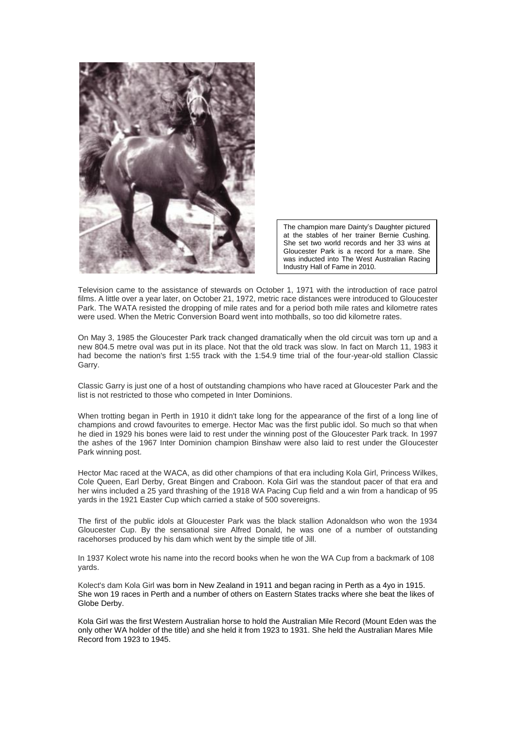The champion mare Dainty's Daughter pictured at the stables of her trainer Bernie Cushing. She set two world records and her 33 wins at Gloucester Park is a record for a mare. She was inducted into The West Australian Racing Industry Hall of Fame in 2010.

Television came to the assistance of stewards on October 1, 1971 with the introduction of race patrol films. A little over a year later, on October 21, 1972, metric race distances were introduced to Gloucester Park. The WATA resisted the dropping of mile rates and for a period both mile rates and kilometre rates were used. When the Metric Conversion Board went into mothballs, so too did kilometre rates.

On May 3, 1985 the Gloucester Park track changed dramatically when the old circuit was torn up and a new 804.5 metre oval was put in its place. Not that the old track was slow. In fact on March 11, 1983 it had become the nation's first 1:55 track with the 1:54.9 time trial of the four-year-old stallion Classic Garry.

Classic Garry is just one of a host of outstanding champions who have raced at Gloucester Park and the list is not restricted to those who competed in Inter Dominions.

When trotting began in Perth in 1910 it didn't take long for the appearance of the first of a long line of champions and crowd favourites to emerge. Hector Mac was the first public idol. So much so that when he died in 1929 his bones were laid to rest under the winning post of the Gloucester Park track. In 1997 the ashes of the 1967 Inter Dominion champion Binshaw were also laid to rest under the Gloucester Park winning post.

Hector Mac raced at the WACA, as did other champions of that era including Kola Girl, Princess Wilkes, Cole Queen, Earl Derby, Great Bingen and Craboon. Kola Girl was the standout pacer of that era and her wins included a 25 yard thrashing of the 1918 WA Pacing Cup field and a win from a handicap of 95 yards in the 1921 Easter Cup which carried a stake of 500 sovereigns.

The first of the public idols at Gloucester Park was the black stallion Adonaldson who won the 1934 Gloucester Cup. By the sensational sire Alfred Donald, he was one of a number of outstanding racehorses produced by his dam which went by the simple title of Jill.

In 1937 Kolect wrote his name into the record books when he won the WA Cup from a backmark of 108 yards.

Kolect's dam Kola Girl was born in New Zealand in 1911 and began racing in Perth as a 4yo in 1915. She won 19 races in Perth and a number of others on Eastern States tracks where she beat the likes of Globe Derby.

Kola Girl was the first Western Australian horse to hold the Australian Mile Record (Mount Eden was the only other WA holder of the title) and she held it from 1923 to 1931. She held the Australian Mares Mile Record from 1923 to 1945.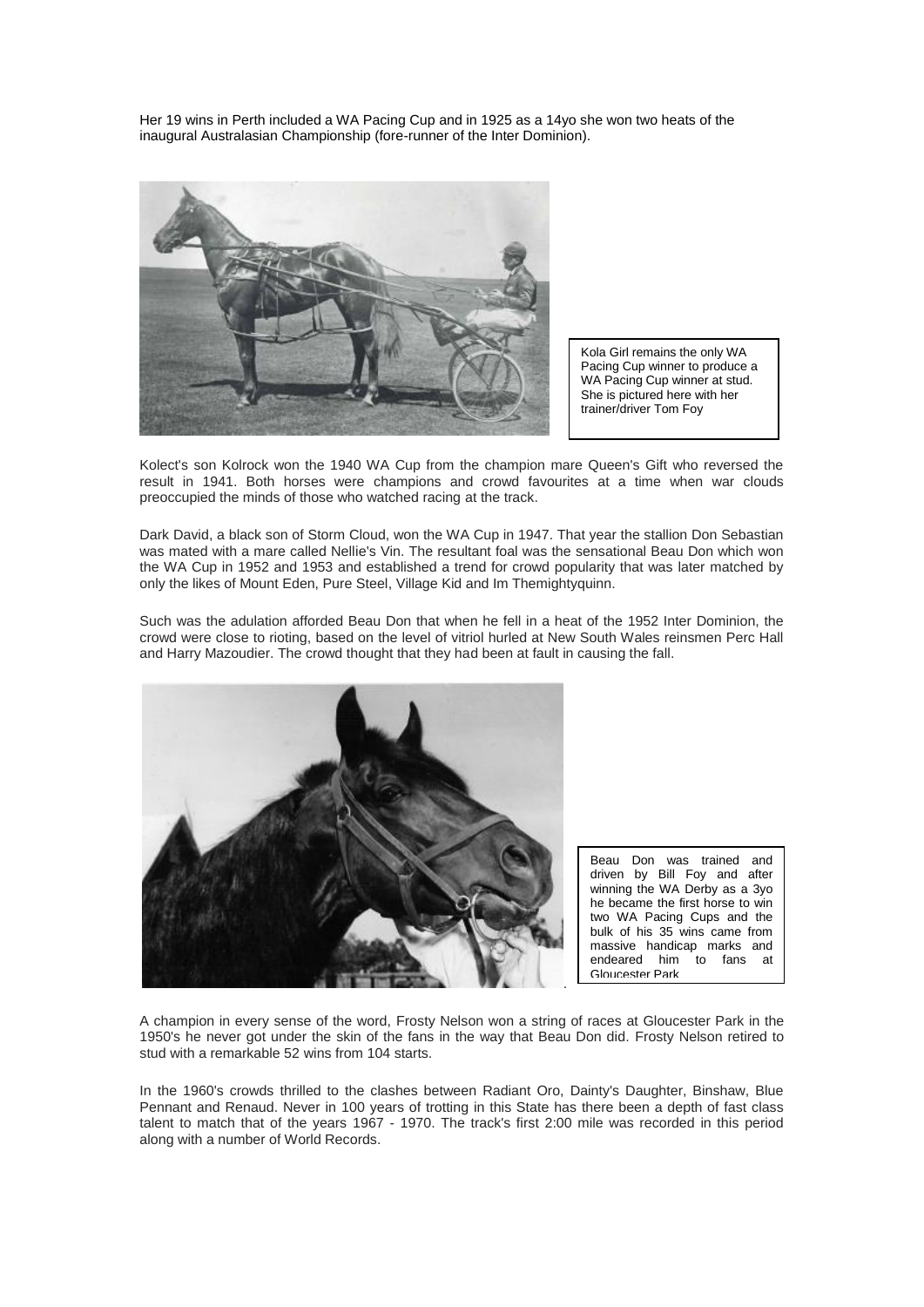Her 19 wins in Perth included a WA Pacing Cup and in 1925 as a 14yo she won two heats of the inaugural Australasian Championship (fore-runner of the Inter Dominion).

Kola Girl remains the only WA Pacing Cup winner to produce a WA Pacing Cup winner at stud. She is pictured here with her trainer/driver Tom Foy

Kolect's son Kolrock won the 1940 WA Cup from the champion mare Queen's Gift who reversed the result in 1941. Both horses were champions and crowd favourites at a time when war clouds preoccupied the minds of those who watched racing at the track.

Dark David, a black son of Storm Cloud, won the WA Cup in 1947. That year the stallion Don Sebastian was mated with a mare called Nellie's Vin. The resultant foal was the sensational Beau Don which won the WA Cup in 1952 and 1953 and established a trend for crowd popularity that was later matched by only the likes of Mount Eden, Pure Steel, Village Kid and Im Themightyquinn.

Such was the adulation afforded Beau Don that when he fell in a heat of the 1952 Inter Dominion, the crowd were close to rioting, based on the level of vitriol hurled at New South Wales reinsmen Perc Hall and Harry Mazoudier. The crowd thought that they had been at fault in causing the fall.

Beau Don was trained and driven by Bill Foy and after winning the WA Derby as a 3yo he became the first horse to win two WA Pacing Cups and the bulk of his 35 wins came from massive handicap marks and endeared him to fans at Gloucester Park

A champion in every sense of the word, Frosty Nelson won a string of races at Gloucester Park in the 1950's he never got under the skin of the fans in the way that Beau Don did. Frosty Nelson retired to stud with a remarkable 52 wins from 104 starts.

In the 1960's crowds thrilled to the clashes between Radiant Oro, Dainty's Daughter, Binshaw, Blue Pennant and Renaud. Never in 100 years of trotting in this State has there been a depth of fast class talent to match that of the years 1967 - 1970. The track's first 2:00 mile was recorded in this period along with a number of World Records.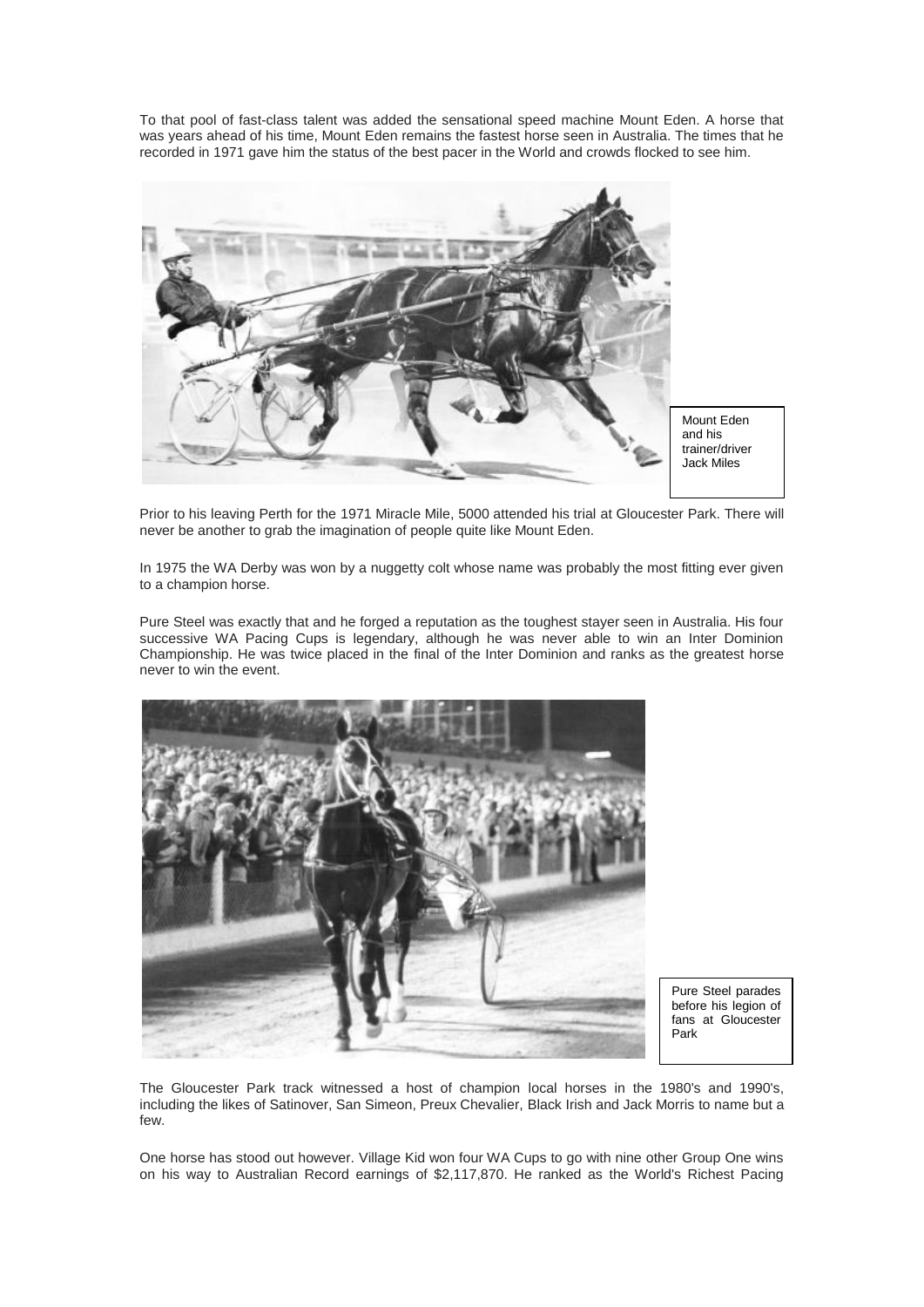To that pool of fast-class talent was added the sensational speed machine Mount Eden. A horse that was years ahead of his time, Mount Eden remains the fastest horse seen in Australia. The times that he recorded in 1971 gave him the status of the best pacer in the World and crowds flocked to see him.

Mount Eden and his trainer/driver Jack Miles

Prior to his leaving Perth for the 1971 Miracle Mile, 5000 attended his trial at Gloucester Park. There will never be another to grab the imagination of people quite like Mount Eden.

In 1975 the WA Derby was won by a nuggetty colt whose name was probably the most fitting ever given to a champion horse.

Pure Steel was exactly that and he forged a reputation as the toughest stayer seen in Australia. His four successive WA Pacing Cups is legendary, although he was never able to win an Inter Dominion Championship. He was twice placed in the final of the Inter Dominion and ranks as the greatest horse never to win the event.

Pure Steel parades before his legion of fans at Gloucester Park

The Gloucester Park track witnessed a host of champion local horses in the 1980's and 1990's, including the likes of Satinover, San Simeon, Preux Chevalier, Black Irish and Jack Morris to name but a few.

One horse has stood out however. Village Kid won four WA Cups to go with nine other Group One wins on his way to Australian Record earnings of $2,117,870. He ranked as the World's Richest Pacing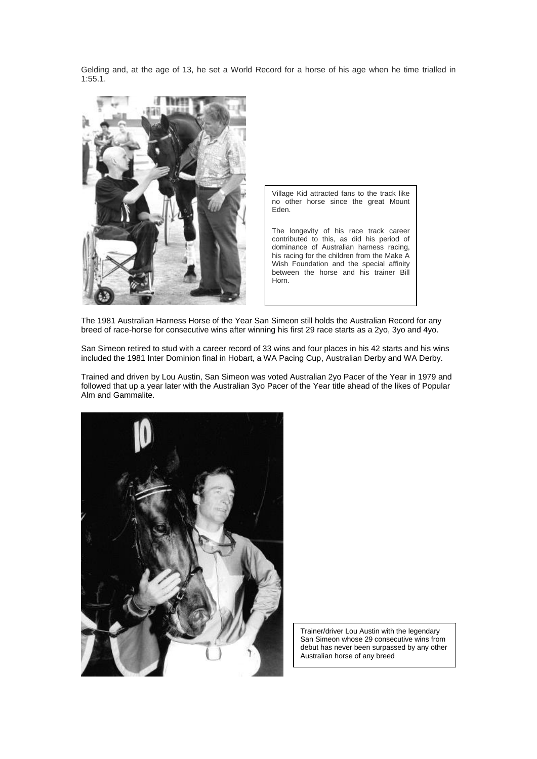Gelding and, at the age of 13, he set a World Record for a horse of his age when he time trialled in 1:55.1.

Village Kid attracted fans to the track like no other horse since the great Mount Eden.

The longevity of his race track career contributed to this, as did his period of dominance of Australian harness racing, his racing for the children from the Make A Wish Foundation and the special affinity between the horse and his trainer Bill Horn.

The 1981 Australian Harness Horse of the Year San Simeon still holds the Australian Record for any breed of race-horse for consecutive wins after winning his first 29 race starts as a 2yo, 3yo and 4yo.

San Simeon retired to stud with a career record of 33 wins and four places in his 42 starts and his wins included the 1981 Inter Dominion final in Hobart, a WA Pacing Cup, Australian Derby and WA Derby.

Trained and driven by Lou Austin, San Simeon was voted Australian 2yo Pacer of the Year in 1979 and followed that up a year later with the Australian 3yo Pacer of the Year title ahead of the likes of Popular Alm and Gammalite.

Trainer/driver Lou Austin with the legendary San Simeon whose 29 consecutive wins from debut has never been surpassed by any other Australian horse of any breed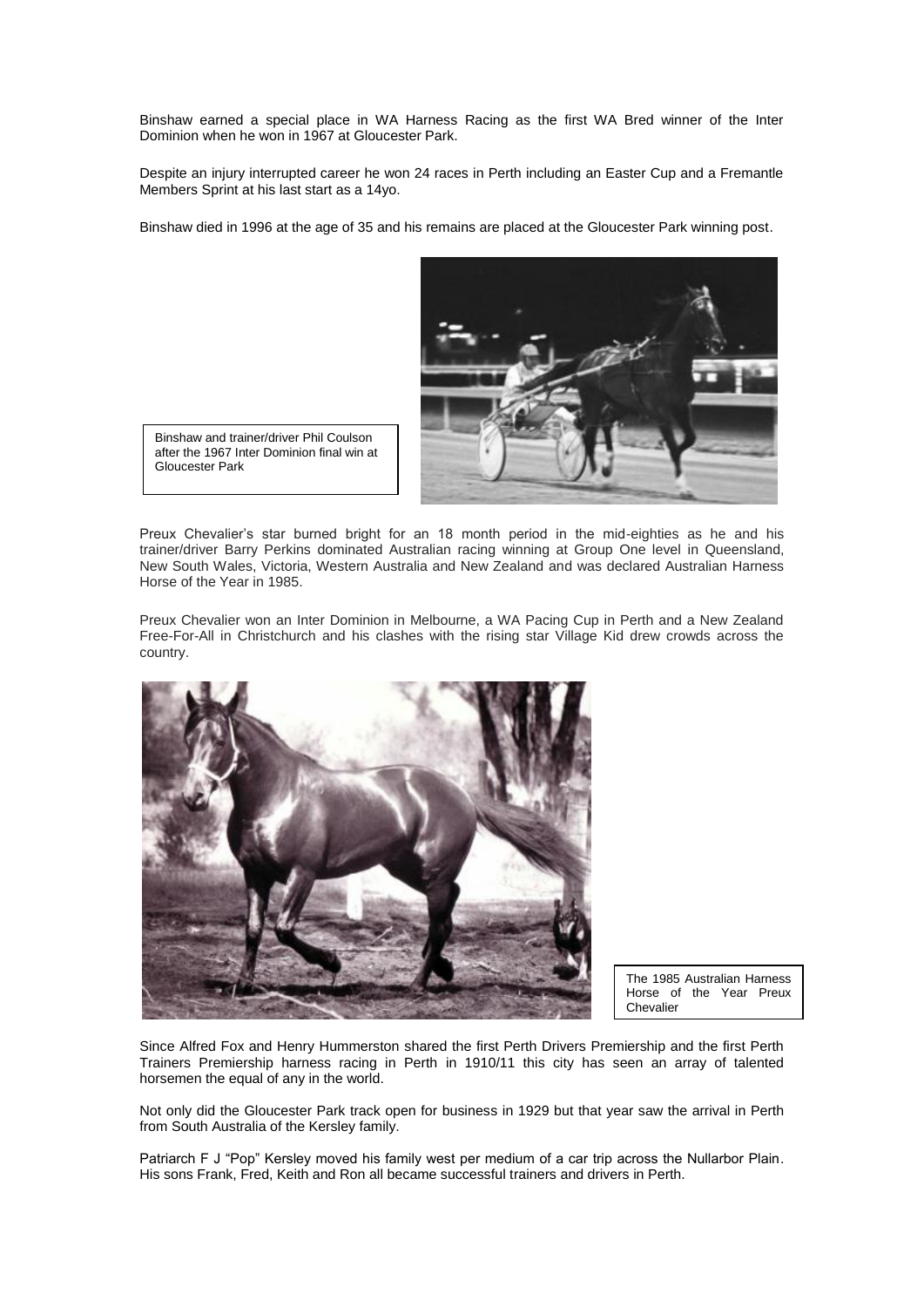Binshaw earned a special place in WA Harness Racing as the first WA Bred winner of the Inter Dominion when he won in 1967 at Gloucester Park.

Despite an injury interrupted career he won 24 races in Perth including an Easter Cup and a Fremantle Members Sprint at his last start as a 14yo.

Binshaw died in 1996 at the age of 35 and his remains are placed at the Gloucester Park winning post.

Binshaw and trainer/driver Phil Coulson after the 1967 Inter Dominion final win at Gloucester Park

Preux Chevalier's star burned bright for an 18 month period in the mid-eighties as he and his trainer/driver Barry Perkins dominated Australian racing winning at Group One level in Queensland, New South Wales, Victoria, Western Australia and New Zealand and was declared Australian Harness Horse of the Year in 1985.

Preux Chevalier won an Inter Dominion in Melbourne, a WA Pacing Cup in Perth and a New Zealand Free-For-All in Christchurch and his clashes with the rising star Village Kid drew crowds across the country.

The 1985 Australian Harness Horse of the Year Preux Chevalier

Since Alfred Fox and Henry Hummerston shared the first Perth Drivers Premiership and the first Perth Trainers Premiership harness racing in Perth in 1910/11 this city has seen an array of talented horsemen the equal of any in the world.

Not only did the Gloucester Park track open for business in 1929 but that year saw the arrival in Perth from South Australia of the Kersley family.

Patriarch F J "Pop" Kersley moved his family west per medium of a car trip across the Nullarbor Plain. His sons Frank, Fred, Keith and Ron all became successful trainers and drivers in Perth.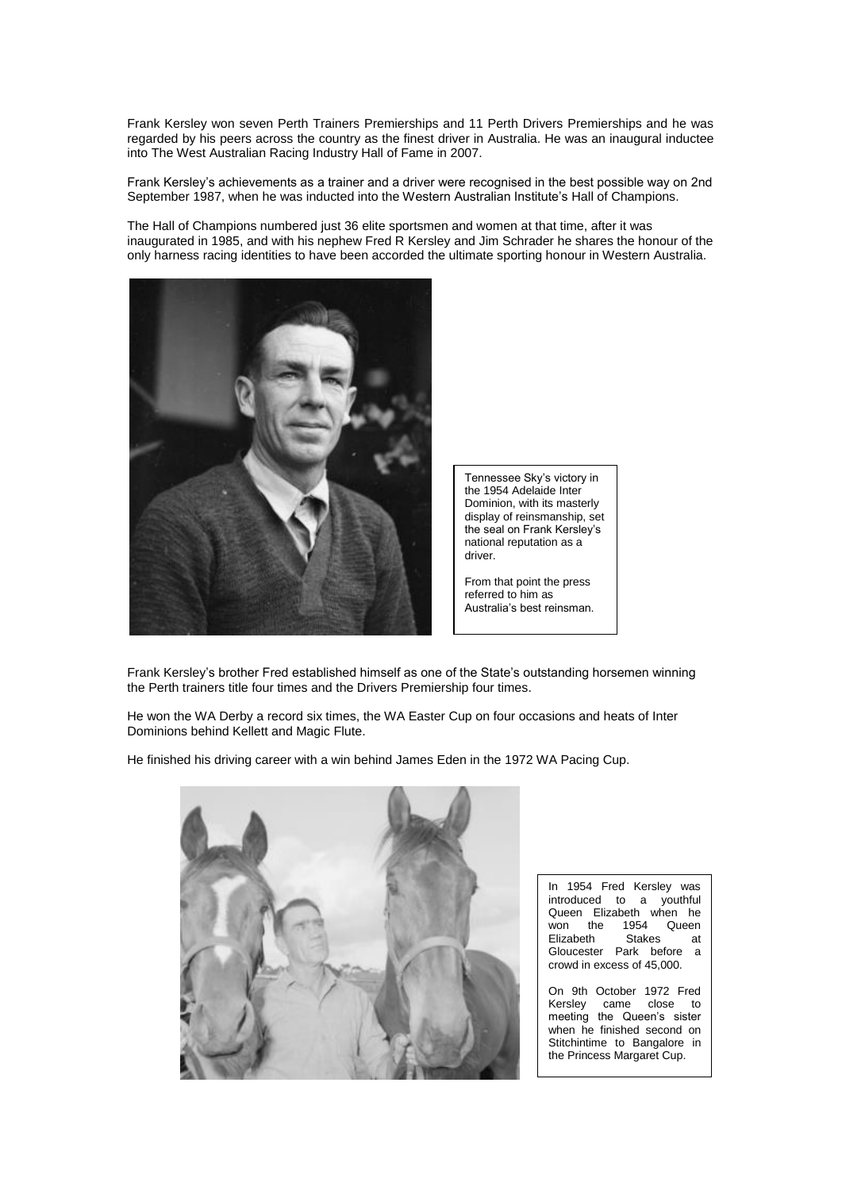Frank Kersley won seven Perth Trainers Premierships and 11 Perth Drivers Premierships and he was regarded by his peers across the country as the finest driver in Australia. He was an inaugural inductee into The West Australian Racing Industry Hall of Fame in 2007.

Frank Kersley's achievements as a trainer and a driver were recognised in the best possible way on 2nd September 1987, when he was inducted into the Western Australian Institute's Hall of Champions.

The Hall of Champions numbered just 36 elite sportsmen and women at that time, after it was inaugurated in 1985, and with his nephew Fred R Kersley and Jim Schrader he shares the honour of the only harness racing identities to have been accorded the ultimate sporting honour in Western Australia.

Tennessee Sky's victory in the 1954 Adelaide Inter Dominion, with its masterly display of reinsmanship, set the seal on Frank Kersley's national reputation as a driver.

From that point the press referred to him as Australia's best reinsman.

Frank Kersley's brother Fred established himself as one of the State's outstanding horsemen winning the Perth trainers title four times and the Drivers Premiership four times.

He won the WA Derby a record six times, the WA Easter Cup on four occasions and heats of Inter Dominions behind Kellett and Magic Flute.

He finished his driving career with a win behind James Eden in the 1972 WA Pacing Cup.

In 1954 Fred Kersley was introduced to a youthful Queen Elizabeth when he won the 1954 Queen Elizabeth Stakes at Gloucester Park before a crowd in excess of 45,000.

On 9th October 1972 Fred Kersley came close to meeting the Queen's sister when he finished second on Stitchintime to Bangalore in the Princess Margaret Cup.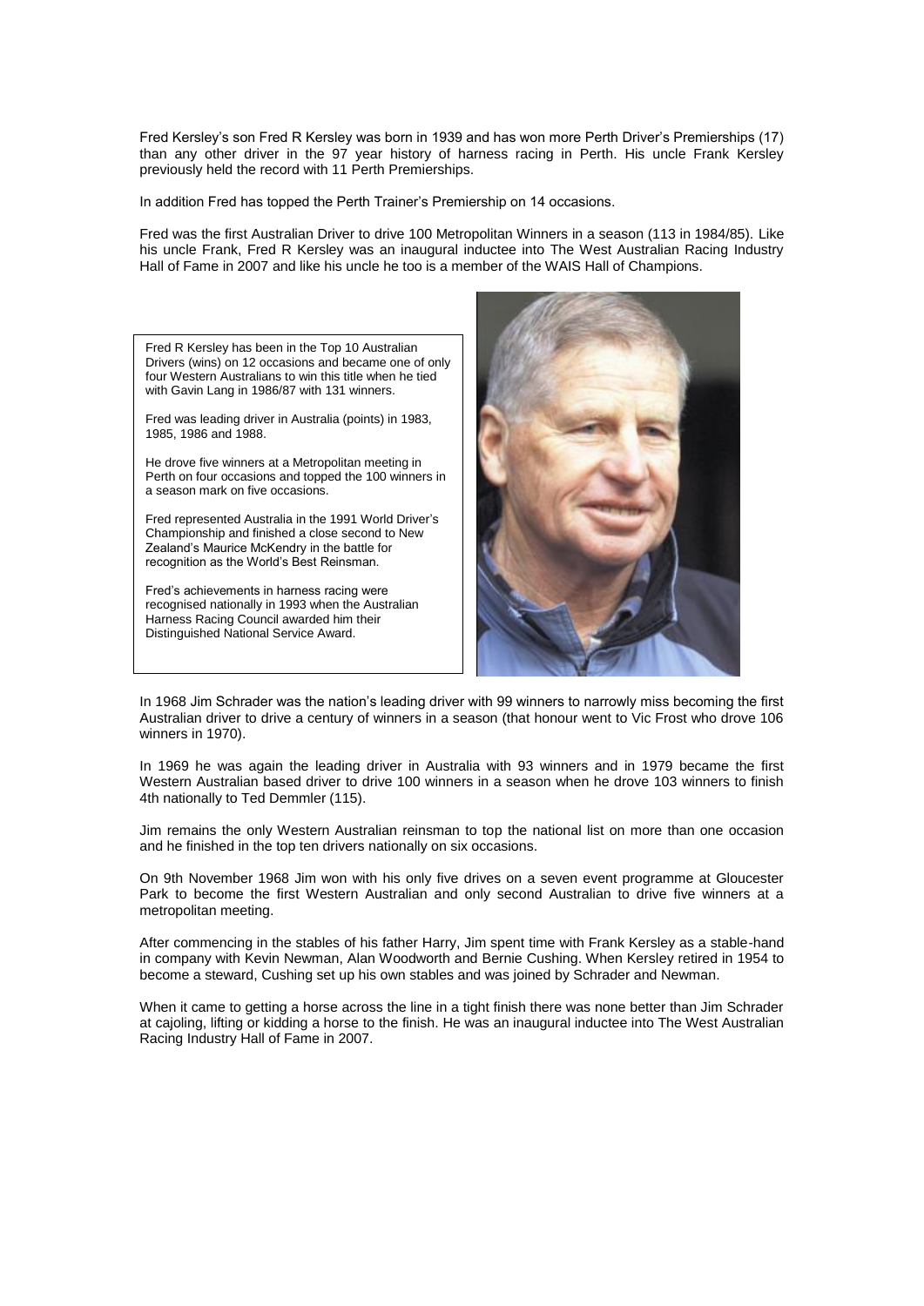Fred Kersley's son Fred R Kersley was born in 1939 and has won more Perth Driver's Premierships (17) than any other driver in the 97 year history of harness racing in Perth. His uncle Frank Kersley previously held the record with 11 Perth Premierships.

In addition Fred has topped the Perth Trainer's Premiership on 14 occasions.

Fred was the first Australian Driver to drive 100 Metropolitan Winners in a season (113 in 1984/85). Like his uncle Frank, Fred R Kersley was an inaugural inductee into The West Australian Racing Industry Hall of Fame in 2007 and like his uncle he too is a member of the WAIS Hall of Champions.

Fred R Kersley has been in the Top 10 Australian Drivers (wins) on 12 occasions and became one of only four Western Australians to win this title when he tied with Gavin Lang in 1986/87 with 131 winners.

Fred was leading driver in Australia (points) in 1983, 1985, 1986 and 1988.

He drove five winners at a Metropolitan meeting in Perth on four occasions and topped the 100 winners in a season mark on five occasions.

Fred represented Australia in the 1991 World Driver's Championship and finished a close second to New Zealand's Maurice McKendry in the battle for recognition as the World's Best Reinsman.

Fred's achievements in harness racing were recognised nationally in 1993 when the Australian Harness Racing Council awarded him their Distinguished National Service Award.

In 1968 Jim Schrader was the nation's leading driver with 99 winners to narrowly miss becoming the first Australian driver to drive a century of winners in a season (that honour went to Vic Frost who drove 106 winners in 1970).

In 1969 he was again the leading driver in Australia with 93 winners and in 1979 became the first Western Australian based driver to drive 100 winners in a season when he drove 103 winners to finish 4th nationally to Ted Demmler (115).

Jim remains the only Western Australian reinsman to top the national list on more than one occasion and he finished in the top ten drivers nationally on six occasions.

On 9th November 1968 Jim won with his only five drives on a seven event programme at Gloucester Park to become the first Western Australian and only second Australian to drive five winners at a metropolitan meeting.

After commencing in the stables of his father Harry, Jim spent time with Frank Kersley as a stable-hand in company with Kevin Newman, Alan Woodworth and Bernie Cushing. When Kersley retired in 1954 to become a steward, Cushing set up his own stables and was joined by Schrader and Newman.

When it came to getting a horse across the line in a tight finish there was none better than Jim Schrader at cajoling, lifting or kidding a horse to the finish. He was an inaugural inductee into The West Australian Racing Industry Hall of Fame in 2007.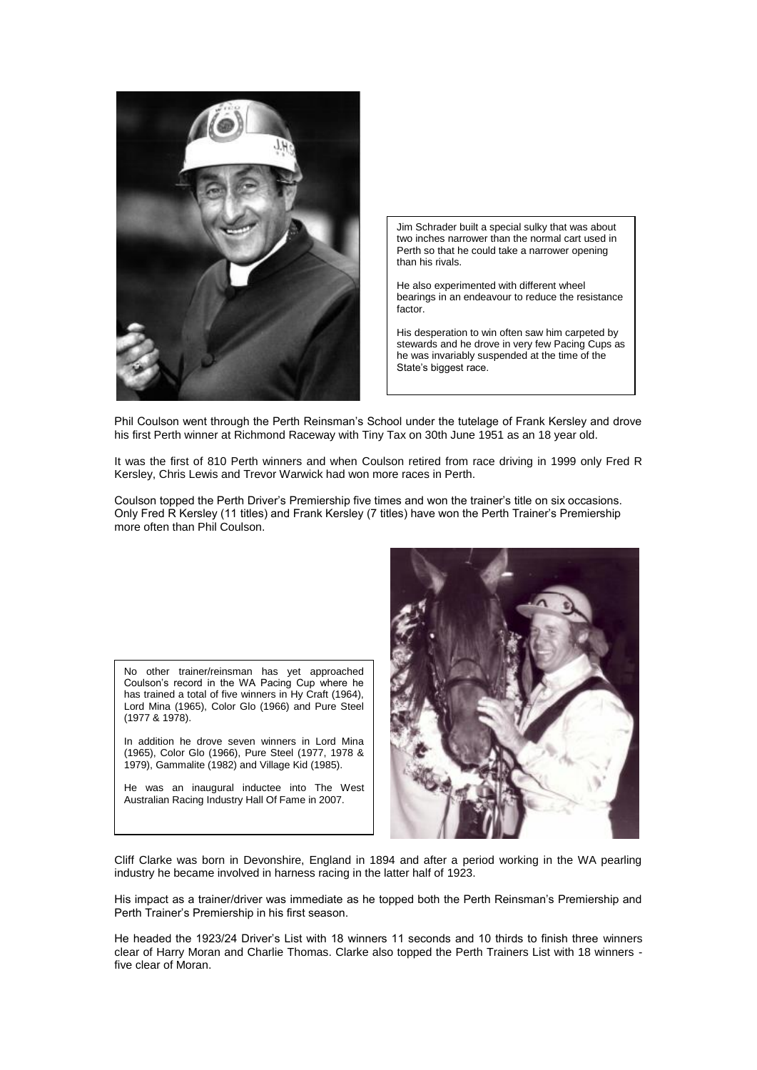Jim Schrader built a special sulky that was about two inches narrower than the normal cart used in Perth so that he could take a narrower opening than his rivals.

He also experimented with different wheel bearings in an endeavour to reduce the resistance factor.

His desperation to win often saw him carpeted by stewards and he drove in very few Pacing Cups as he was invariably suspended at the time of the State's biggest race.

Phil Coulson went through the Perth Reinsman's School under the tutelage of Frank Kersley and drove his first Perth winner at Richmond Raceway with Tiny Tax on 30th June 1951 as an 18 year old.

It was the first of 810 Perth winners and when Coulson retired from race driving in 1999 only Fred R Kersley, Chris Lewis and Trevor Warwick had won more races in Perth.

Coulson topped the Perth Driver's Premiership five times and won the trainer's title on six occasions. Only Fred R Kersley (11 titles) and Frank Kersley (7 titles) have won the Perth Trainer's Premiership more often than Phil Coulson.

No other trainer/reinsman has yet approached Coulson's record in the WA Pacing Cup where he has trained a total of five winners in Hy Craft (1964), Lord Mina (1965), Color Glo (1966) and Pure Steel (1977 & 1978).

In addition he drove seven winners in Lord Mina (1965), Color Glo (1966), Pure Steel (1977, 1978 & 1979), Gammalite (1982) and Village Kid (1985).

He was an inaugural inductee into The West Australian Racing Industry Hall Of Fame in 2007.

Cliff Clarke was born in Devonshire, England in 1894 and after a period working in the WA pearling industry he became involved in harness racing in the latter half of 1923.

His impact as a trainer/driver was immediate as he topped both the Perth Reinsman's Premiership and Perth Trainer's Premiership in his first season.

He headed the 1923/24 Driver's List with 18 winners 11 seconds and 10 thirds to finish three winners clear of Harry Moran and Charlie Thomas. Clarke also topped the Perth Trainers List with 18 winners - five clear of Moran.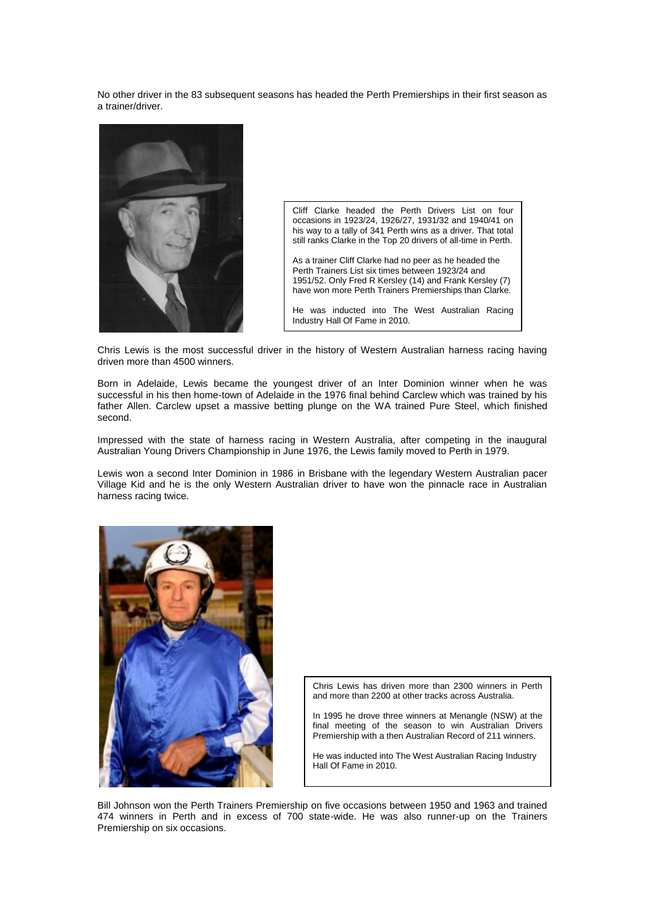No other driver in the 83 subsequent seasons has headed the Perth Premierships in their first season as a trainer/driver.

Cliff Clarke headed the Perth Drivers List on four occasions in 1923/24, 1926/27, 1931/32 and 1940/41 on his way to a tally of 341 Perth wins as a driver. That total still ranks Clarke in the Top 20 drivers of all-time in Perth.

As a trainer Cliff Clarke had no peer as he headed the Perth Trainers List six times between 1923/24 and 1951/52. Only Fred R Kersley (14) and Frank Kersley (7) have won more Perth Trainers Premierships than Clarke.

He was inducted into The West Australian Racing Industry Hall Of Fame in 2010.

Chris Lewis is the most successful driver in the history of Western Australian harness racing having driven more than 4500 winners.

Born in Adelaide, Lewis became the youngest driver of an Inter Dominion winner when he was successful in his then home-town of Adelaide in the 1976 final behind Carclew which was trained by his father Allen. Carclew upset a massive betting plunge on the WA trained Pure Steel, which finished second.

Impressed with the state of harness racing in Western Australia, after competing in the inaugural Australian Young Drivers Championship in June 1976, the Lewis family moved to Perth in 1979.

Lewis won a second Inter Dominion in 1986 in Brisbane with the legendary Western Australian pacer Village Kid and he is the only Western Australian driver to have won the pinnacle race in Australian harness racing twice.

Chris Lewis has driven more than 2300 winners in Perth and more than 2200 at other tracks across Australia.

In 1995 he drove three winners at Menangle (NSW) at the final meeting of the season to win Australian Drivers Premiership with a then Australian Record of 211 winners.

He was inducted into The West Australian Racing Industry Hall Of Fame in 2010.

Bill Johnson won the Perth Trainers Premiership on five occasions between 1950 and 1963 and trained 474 winners in Perth and in excess of 700 state-wide. He was also runner-up on the Trainers Premiership on six occasions.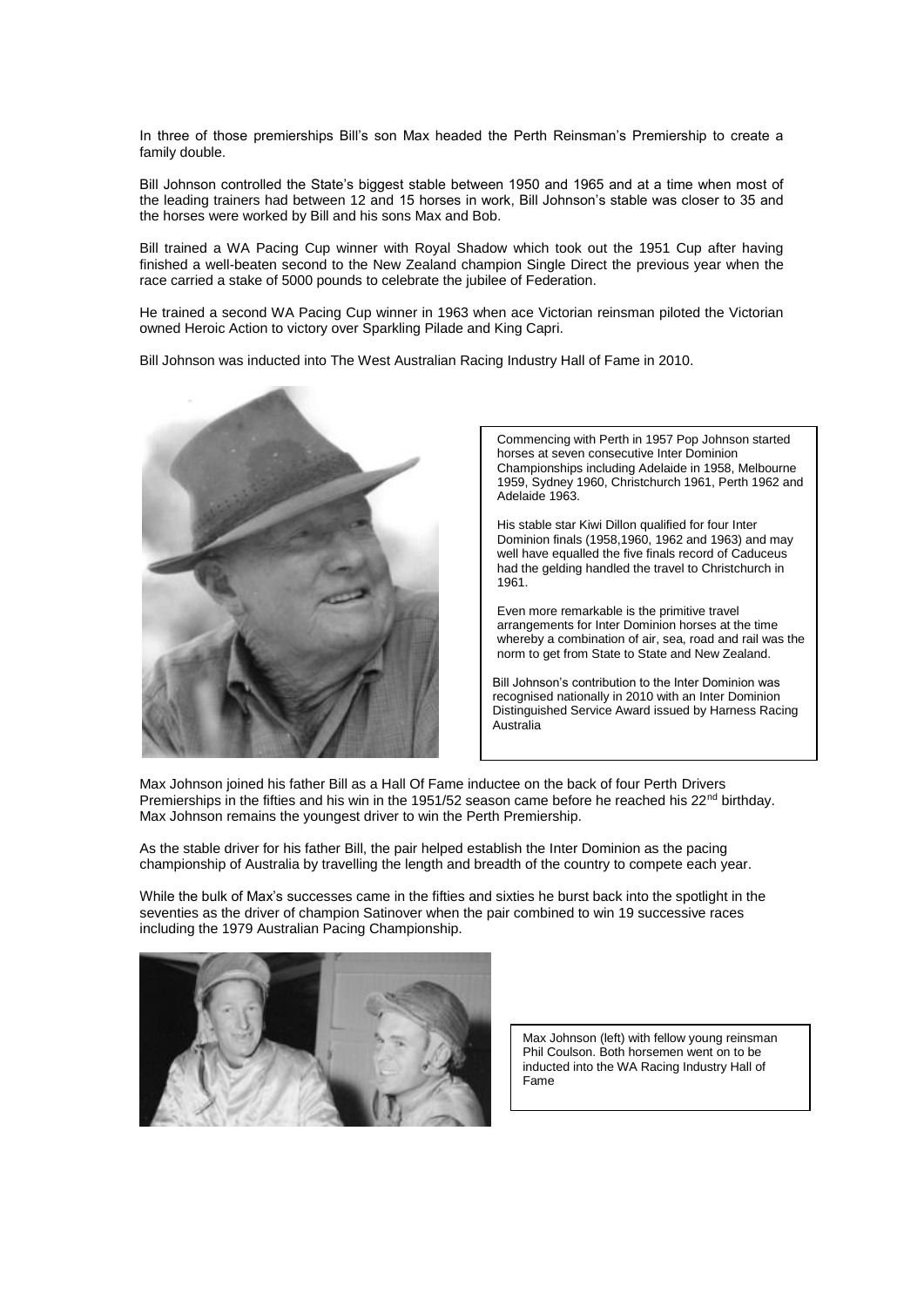In three of those premierships Bill's son Max headed the Perth Reinsman's Premiership to create a family double.

Bill Johnson controlled the State's biggest stable between 1950 and 1965 and at a time when most of the leading trainers had between 12 and 15 horses in work, Bill Johnson's stable was closer to 35 and the horses were worked by Bill and his sons Max and Bob.

Bill trained a WA Pacing Cup winner with Royal Shadow which took out the 1951 Cup after having finished a well-beaten second to the New Zealand champion Single Direct the previous year when the race carried a stake of 5000 pounds to celebrate the jubilee of Federation.

He trained a second WA Pacing Cup winner in 1963 when ace Victorian reinsman piloted the Victorian owned Heroic Action to victory over Sparkling Pilade and King Capri.

Bill Johnson was inducted into The West Australian Racing Industry Hall of Fame in 2010.

Commencing with Perth in 1957 Pop Johnson started horses at seven consecutive Inter Dominion Championships including Adelaide in 1958, Melbourne 1959, Sydney 1960, Christchurch 1961, Perth 1962 and Adelaide 1963.

His stable star Kiwi Dillon qualified for four Inter Dominion finals (1958,1960, 1962 and 1963) and may well have equalled the five finals record of Caduceus had the gelding handled the travel to Christchurch in 1961.

Even more remarkable is the primitive travel arrangements for Inter Dominion horses at the time whereby a combination of air, sea, road and rail was the norm to get from State to State and New Zealand.

Bill Johnson's contribution to the Inter Dominion was recognised nationally in 2010 with an Inter Dominion Distinguished Service Award issued by Harness Racing Australia

Max Johnson joined his father Bill as a Hall Of Fame inductee on the back of four Perth Drivers Premierships in the fifties and his win in the 1951/52 season came before he reached his 22nd birthday. Max Johnson remains the youngest driver to win the Perth Premiership.

As the stable driver for his father Bill, the pair helped establish the Inter Dominion as the pacing championship of Australia by travelling the length and breadth of the country to compete each year.

While the bulk of Max's successes came in the fifties and sixties he burst back into the spotlight in the seventies as the driver of champion Satinover when the pair combined to win 19 successive races including the 1979 Australian Pacing Championship.

Max Johnson (left) with fellow young reinsman Phil Coulson. Both horsemen went on to be inducted into the WA Racing Industry Hall of Fame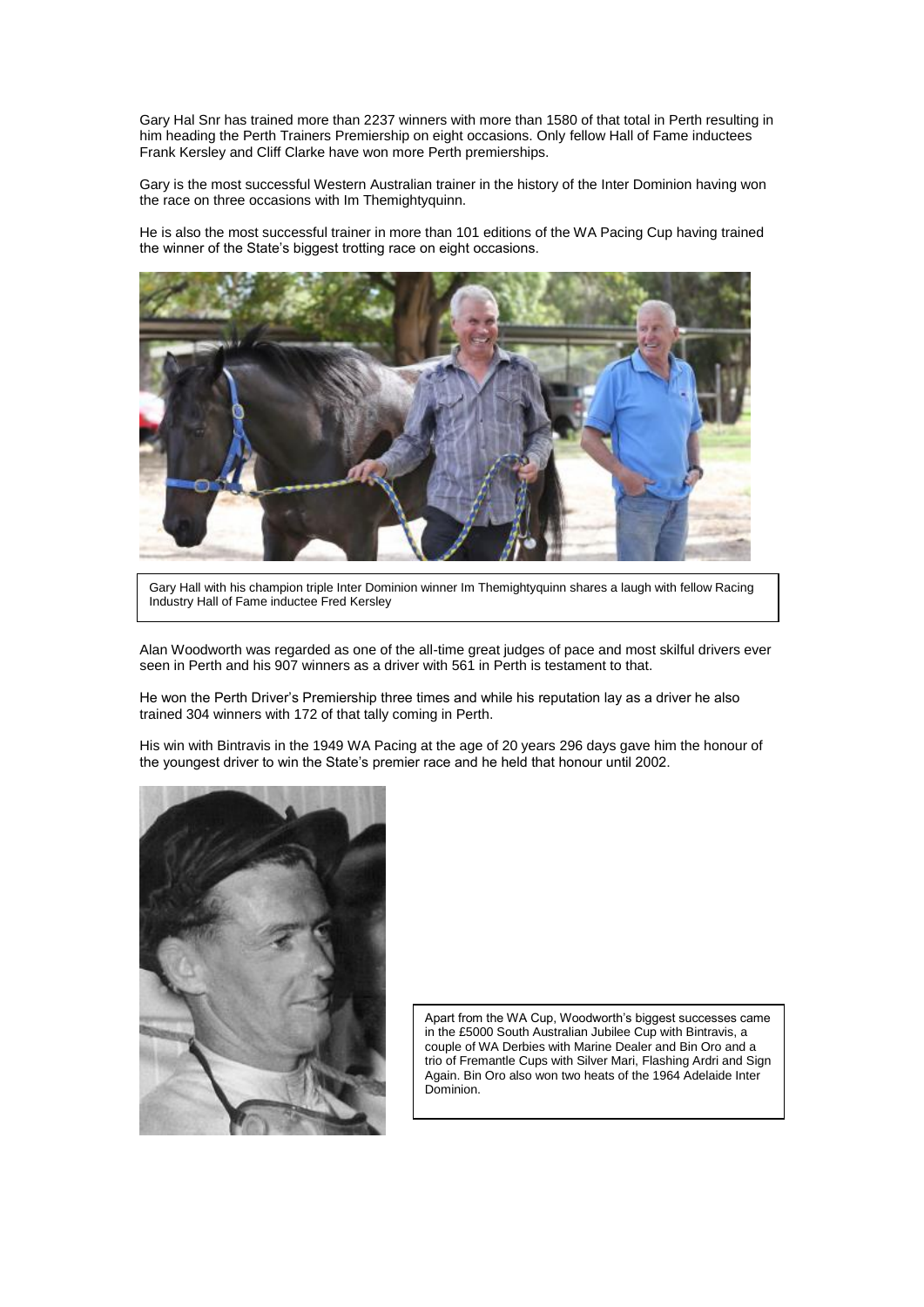Gary Hal Snr has trained more than 2237 winners with more than 1580 of that total in Perth resulting in him heading the Perth Trainers Premiership on eight occasions. Only fellow Hall of Fame inductees Frank Kersley and Cliff Clarke have won more Perth premierships.

Gary is the most successful Western Australian trainer in the history of the Inter Dominion having won the race on three occasions with Im Themightyquinn.

He is also the most successful trainer in more than 101 editions of the WA Pacing Cup having trained the winner of the State's biggest trotting race on eight occasions.

Gary Hall with his champion triple Inter Dominion winner Im Themightyquinn shares a laugh with fellow Racing Industry Hall of Fame inductee Fred Kersley

Alan Woodworth was regarded as one of the all-time great judges of pace and most skilful drivers ever seen in Perth and his 907 winners as a driver with 561 in Perth is testament to that.

He won the Perth Driver's Premiership three times and while his reputation lay as a driver he also trained 304 winners with 172 of that tally coming in Perth.

His win with Bintravis in the 1949 WA Pacing at the age of 20 years 296 days gave him the honour of the youngest driver to win the State's premier race and he held that honour until 2002.

Apart from the WA Cup, Woodworth's biggest successes came in the £5000 South Australian Jubilee Cup with Bintravis, a couple of WA Derbies with Marine Dealer and Bin Oro and a trio of Fremantle Cups with Silver Mari, Flashing Ardri and Sign Again. Bin Oro also won two heats of the 1964 Adelaide Inter Dominion.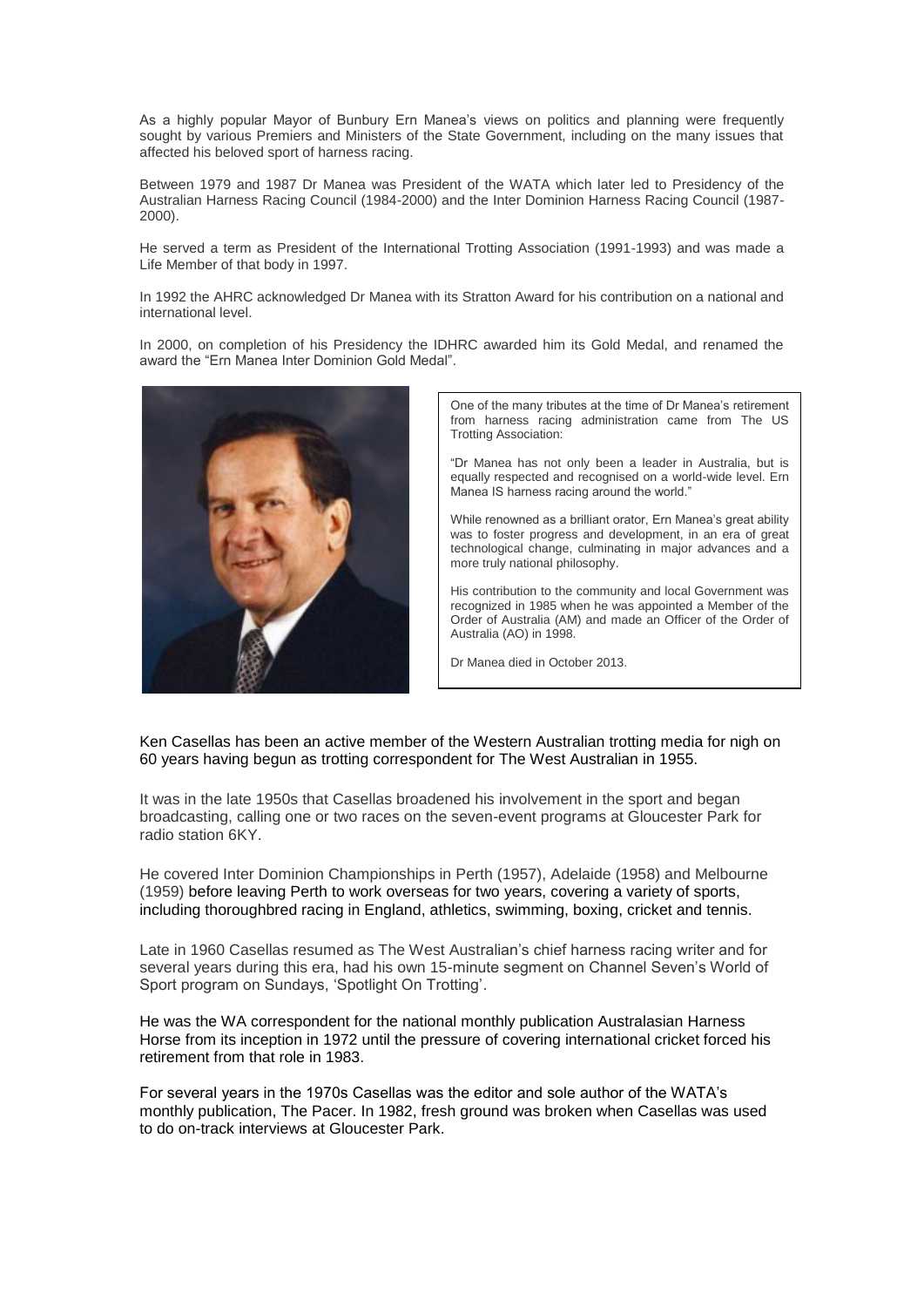As a highly popular Mayor of Bunbury Ern Manea's views on politics and planning were frequently sought by various Premiers and Ministers of the State Government, including on the many issues that affected his beloved sport of harness racing.

Between 1979 and 1987 Dr Manea was President of the WATA which later led to Presidency of the Australian Harness Racing Council (1984-2000) and the Inter Dominion Harness Racing Council (1987-2000).

He served a term as President of the International Trotting Association (1991-1993) and was made a Life Member of that body in 1997.

In 1992 the AHRC acknowledged Dr Manea with its Stratton Award for his contribution on a national and international level.

In 2000, on completion of his Presidency the IDHRC awarded him its Gold Medal, and renamed the award the "Ern Manea Inter Dominion Gold Medal".

One of the many tributes at the time of Dr Manea's retirement from harness racing administration came from The US Trotting Association:

"Dr Manea has not only been a leader in Australia, but is equally respected and recognised on a world-wide level. Ern Manea IS harness racing around the world."

While renowned as a brilliant orator, Ern Manea's great ability was to foster progress and development, in an era of great technological change, culminating in major advances and a more truly national philosophy.

His contribution to the community and local Government was recognized in 1985 when he was appointed a Member of the Order of Australia (AM) and made an Officer of the Order of Australia (AO) in 1998.

Dr Manea died in October 2013.

Ken Casellas has been an active member of the Western Australian trotting media for nigh on 60 years having begun as trotting correspondent for The West Australian in 1955.

It was in the late 1950s that Casellas broadened his involvement in the sport and began broadcasting, calling one or two races on the seven-event programs at Gloucester Park for radio station 6KY.

He covered Inter Dominion Championships in Perth (1957), Adelaide (1958) and Melbourne (1959) before leaving Perth to work overseas for two years, covering a variety of sports, including thoroughbred racing in England, athletics, swimming, boxing, cricket and tennis.

Late in 1960 Casellas resumed as The West Australian's chief harness racing writer and for several years during this era, had his own 15-minute segment on Channel Seven's World of Sport program on Sundays, 'Spotlight On Trotting'.

He was the WA correspondent for the national monthly publication Australasian Harness Horse from its inception in 1972 until the pressure of covering international cricket forced his retirement from that role in 1983.

For several years in the 1970s Casellas was the editor and sole author of the WATA's monthly publication, The Pacer. In 1982, fresh ground was broken when Casellas was used to do on-track interviews at Gloucester Park.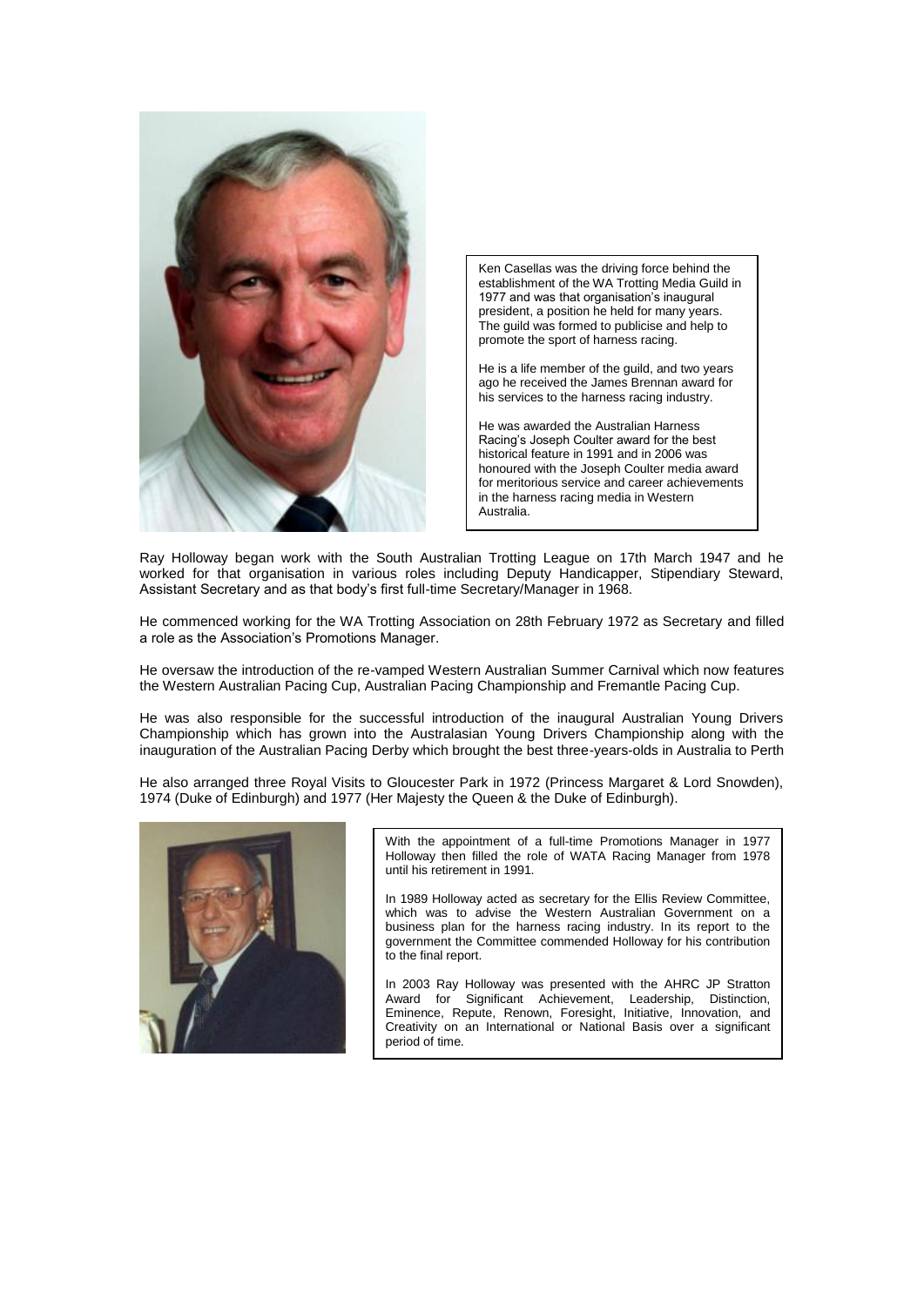Ken Casellas was the driving force behind the establishment of the WA Trotting Media Guild in 1977 and was that organisation's inaugural president, a position he held for many years. The guild was formed to publicise and help to promote the sport of harness racing.

He is a life member of the guild, and two years ago he received the James Brennan award for his services to the harness racing industry.

He was awarded the Australian Harness Racing's Joseph Coulter award for the best historical feature in 1991 and in 2006 was honoured with the Joseph Coulter media award for meritorious service and career achievements in the harness racing media in Western Australia.

Ray Holloway began work with the South Australian Trotting League on 17th March 1947 and he worked for that organisation in various roles including Deputy Handicapper, Stipendiary Steward, Assistant Secretary and as that body's first full-time Secretary/Manager in 1968.

He commenced working for the WA Trotting Association on 28th February 1972 as Secretary and filled a role as the Association's Promotions Manager.

He oversaw the introduction of the re-vamped Western Australian Summer Carnival which now features the Western Australian Pacing Cup, Australian Pacing Championship and Fremantle Pacing Cup.

He was also responsible for the successful introduction of the inaugural Australian Young Drivers Championship which has grown into the Australasian Young Drivers Championship along with the inauguration of the Australian Pacing Derby which brought the best three-years-olds in Australia to Perth

He also arranged three Royal Visits to Gloucester Park in 1972 (Princess Margaret & Lord Snowden), 1974 (Duke of Edinburgh) and 1977 (Her Majesty the Queen & the Duke of Edinburgh).

With the appointment of a full-time Promotions Manager in 1977 Holloway then filled the role of WATA Racing Manager from 1978 until his retirement in 1991.

In 1989 Holloway acted as secretary for the Ellis Review Committee, which was to advise the Western Australian Government on a business plan for the harness racing industry. In its report to the government the Committee commended Holloway for his contribution to the final report.

In 2003 Ray Holloway was presented with the AHRC JP Stratton Award for Significant Achievement, Leadership, Distinction, Eminence, Repute, Renown, Foresight, Initiative, Innovation, and Creativity on an International or National Basis over a significant period of time.